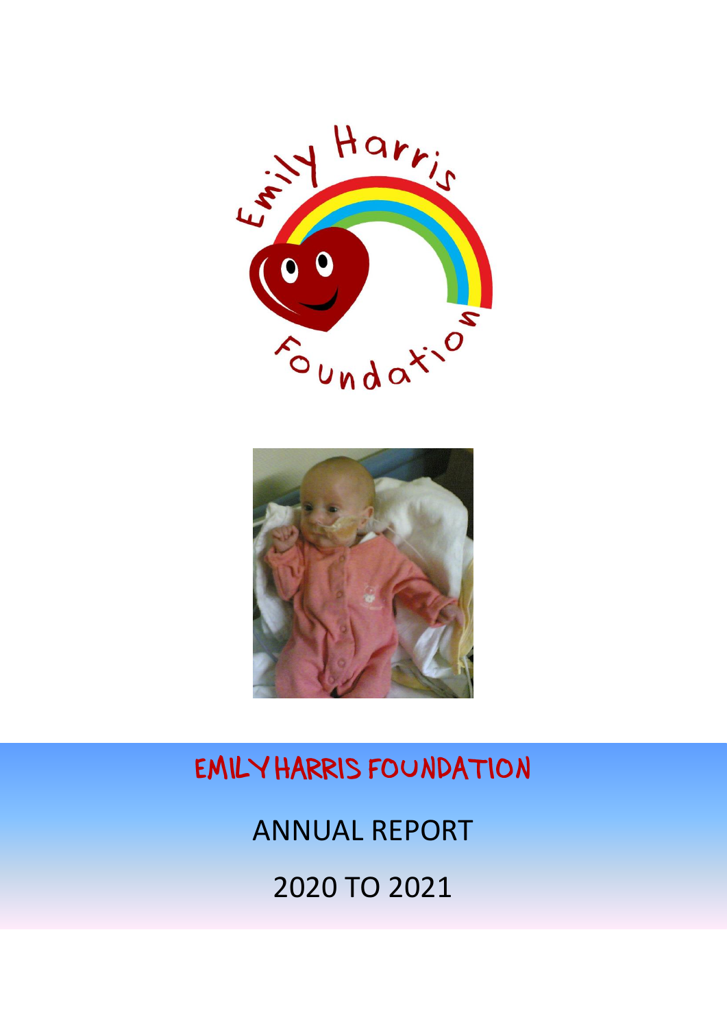# EMILY HARRIS FOUNDATION

ANNUAL REPORT

2020 TO 2021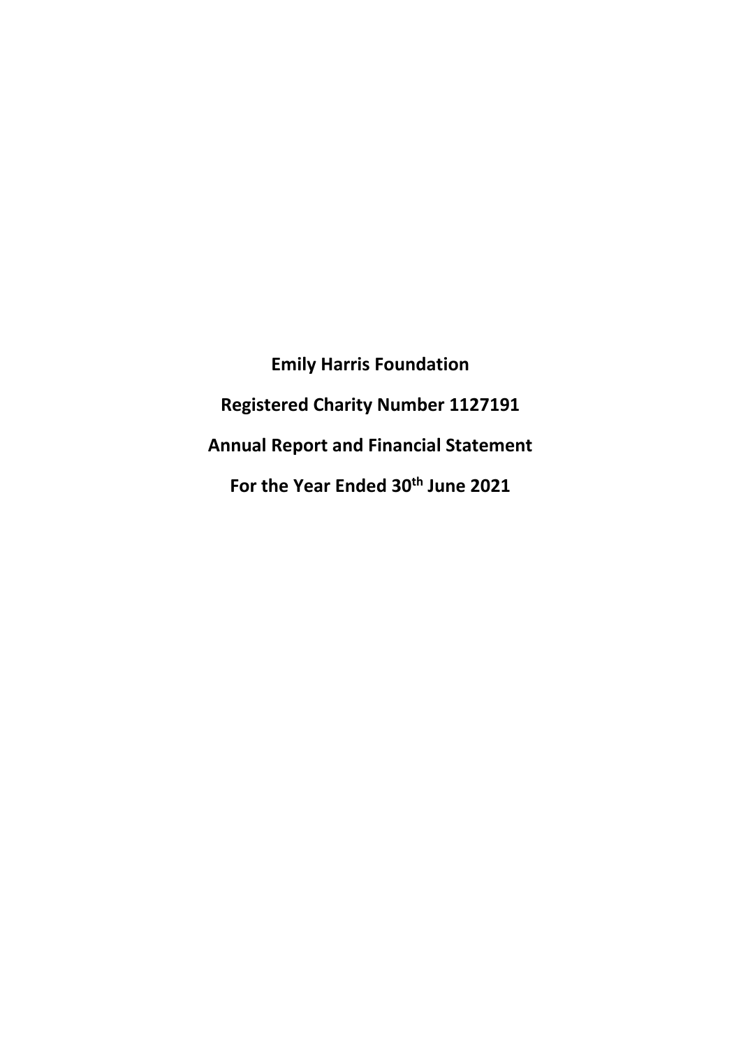**Emily Harris Foundation**

**Registered Charity Number 1127191**

**Annual Report and Financial Statement**

**For the Year Ended 30th June 2021**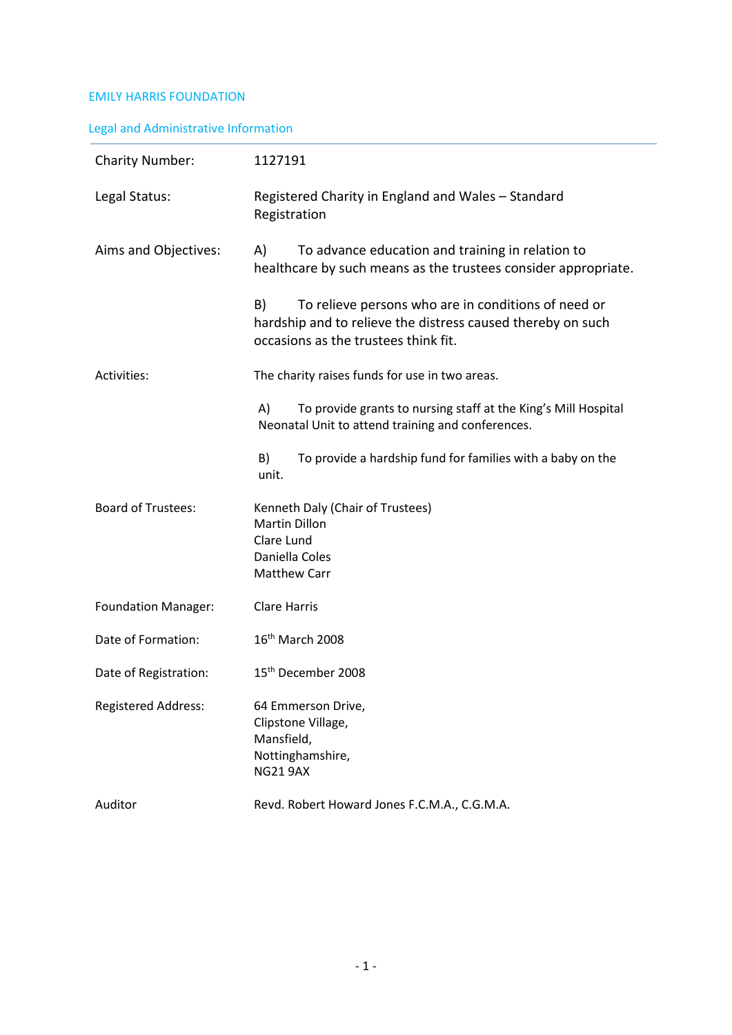# EMILY HARRIS FOUNDATION

## Legal and Administrative Information

| | |
|---|---|
| Charity Number: | 1127191 |
| Legal Status: | Registered Charity in England and Wales – Standard Registration |
| Aims and Objectives: | A) To advance education and training in relation to healthcare by such means as the trustees consider appropriate.<br><br>B) To relieve persons who are in conditions of need or hardship and to relieve the distress caused thereby on such occasions as the trustees think fit. |
| Activities: | The charity raises funds for use in two areas.<br><br>A) To provide grants to nursing staff at the King's Mill Hospital Neonatal Unit to attend training and conferences.<br><br>B) To provide a hardship fund for families with a baby on the unit. |
| Board of Trustees: | Kenneth Daly (Chair of Trustees)<br>Martin Dillon<br>Clare Lund<br>Daniella Coles<br>Matthew Carr |
| Foundation Manager: | Clare Harris |
| Date of Formation: | 16th March 2008 |
| Date of Registration: | 15th December 2008 |
| Registered Address: | 64 Emmerson Drive,<br>Clipstone Village,<br>Mansfield,<br>Nottinghamshire,<br>NG21 9AX |
| Auditor | Revd. Robert Howard Jones F.C.M.A., C.G.M.A. |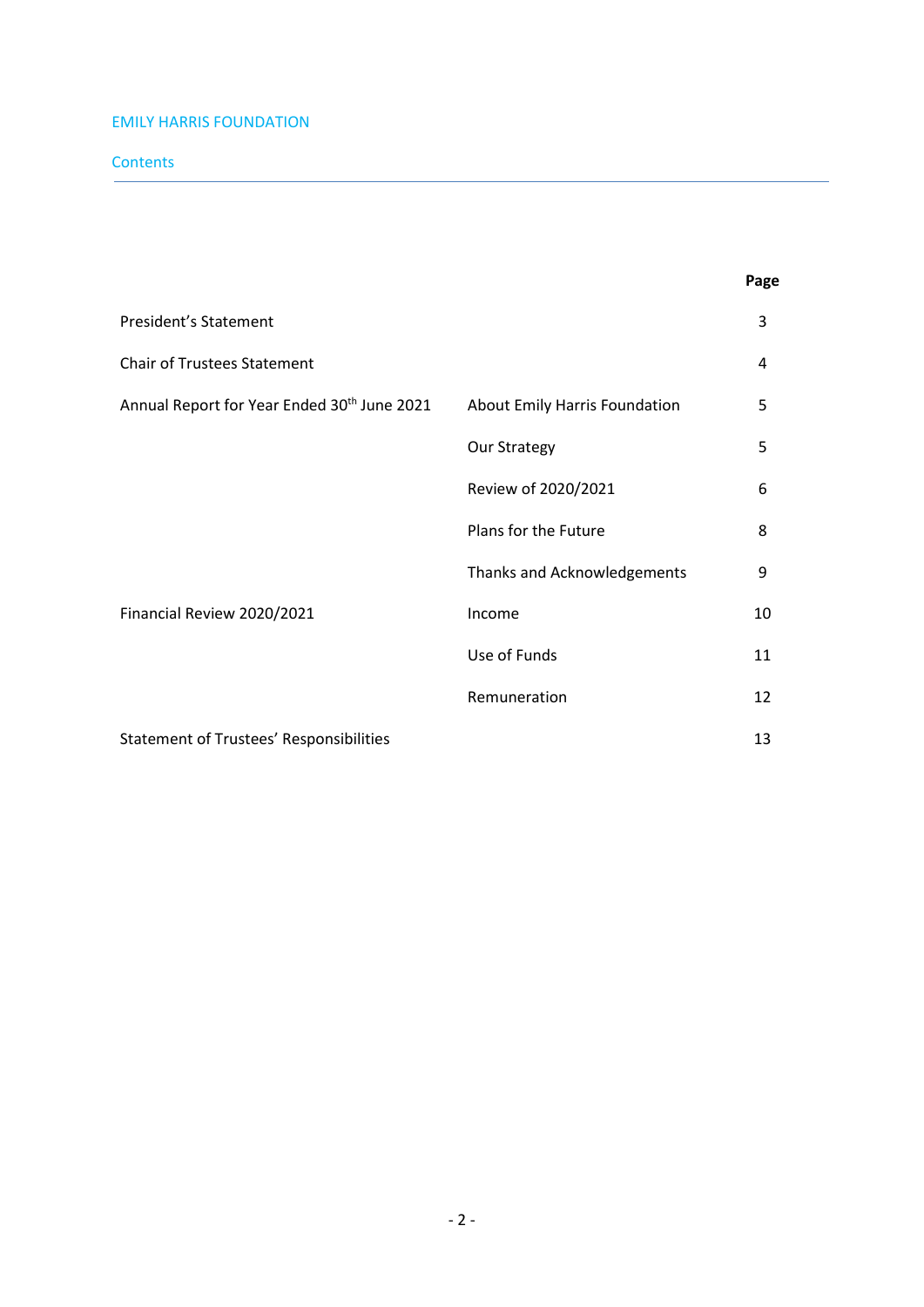EMILY HARRIS FOUNDATION

## Contents

| | | Page |
|---|---|---|
| President's Statement | | 3 |
| Chair of Trustees Statement | | 4 |
| Annual Report for Year Ended 30th June 2021 | About Emily Harris Foundation | 5 |
| | Our Strategy | 5 |
| | Review of 2020/2021 | 6 |
| | Plans for the Future | 8 |
| | Thanks and Acknowledgements | 9 |
| Financial Review 2020/2021 | Income | 10 |
| | Use of Funds | 11 |
| | Remuneration | 12 |
| Statement of Trustees' Responsibilities | | 13 |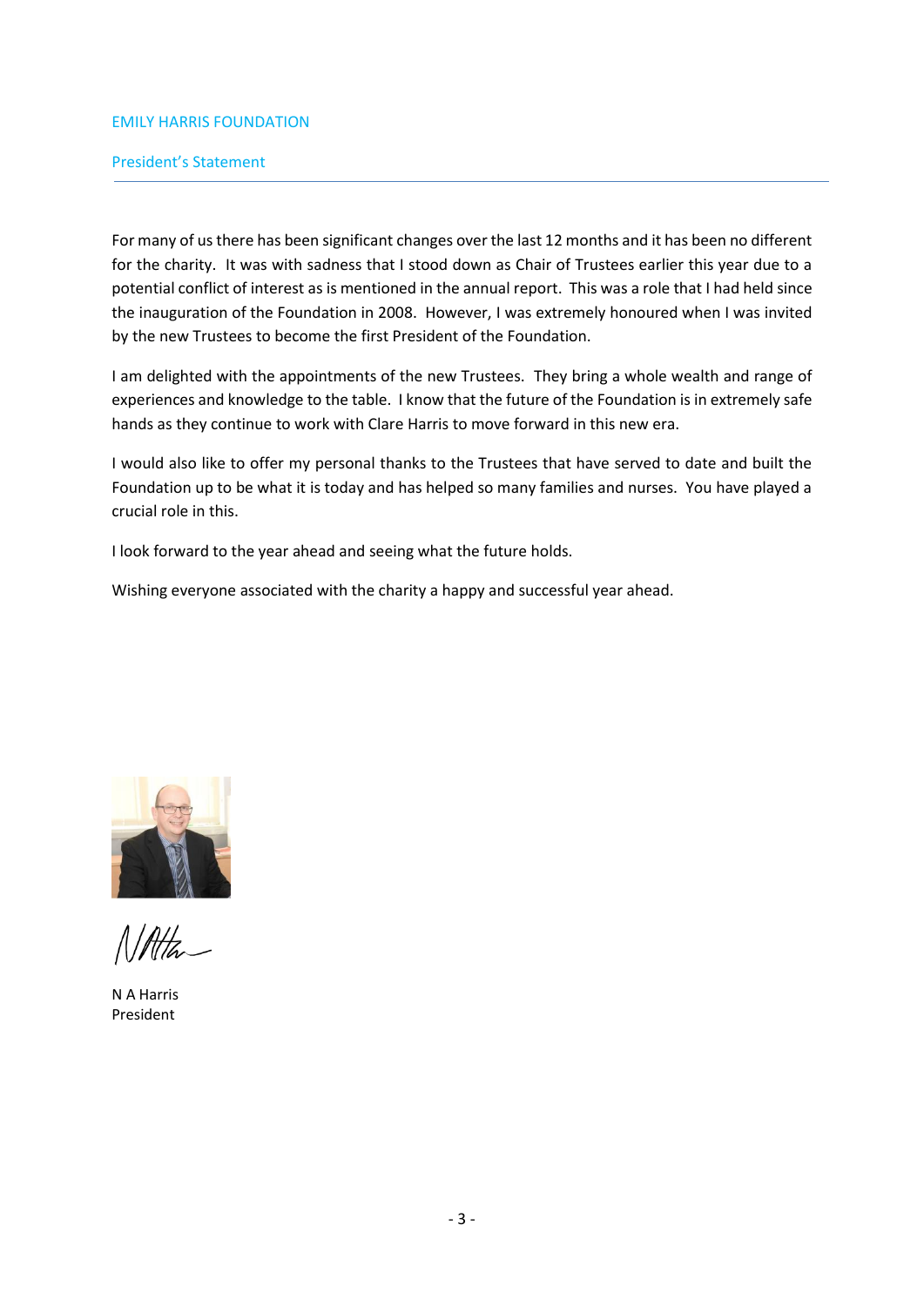EMILY HARRIS FOUNDATION

## President's Statement

For many of us there has been significant changes over the last 12 months and it has been no different for the charity. It was with sadness that I stood down as Chair of Trustees earlier this year due to a potential conflict of interest as is mentioned in the annual report. This was a role that I had held since the inauguration of the Foundation in 2008. However, I was extremely honoured when I was invited by the new Trustees to become the first President of the Foundation.

I am delighted with the appointments of the new Trustees. They bring a whole wealth and range of experiences and knowledge to the table. I know that the future of the Foundation is in extremely safe hands as they continue to work with Clare Harris to move forward in this new era.

I would also like to offer my personal thanks to the Trustees that have served to date and built the Foundation up to be what it is today and has helped so many families and nurses. You have played a crucial role in this.

I look forward to the year ahead and seeing what the future holds.

Wishing everyone associated with the charity a happy and successful year ahead.

N A Harris
President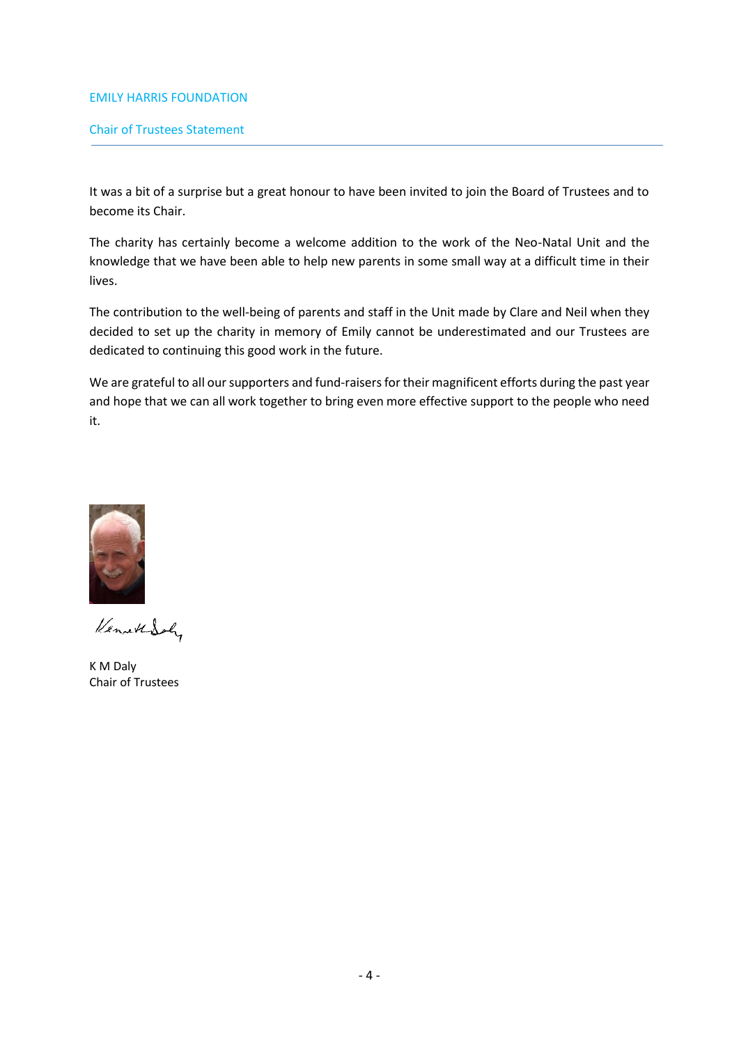EMILY HARRIS FOUNDATION

## Chair of Trustees Statement

It was a bit of a surprise but a great honour to have been invited to join the Board of Trustees and to become its Chair.

The charity has certainly become a welcome addition to the work of the Neo-Natal Unit and the knowledge that we have been able to help new parents in some small way at a difficult time in their lives.

The contribution to the well-being of parents and staff in the Unit made by Clare and Neil when they decided to set up the charity in memory of Emily cannot be underestimated and our Trustees are dedicated to continuing this good work in the future.

We are grateful to all our supporters and fund-raisers for their magnificent efforts during the past year and hope that we can all work together to bring even more effective support to the people who need it.

K M Daly
Chair of Trustees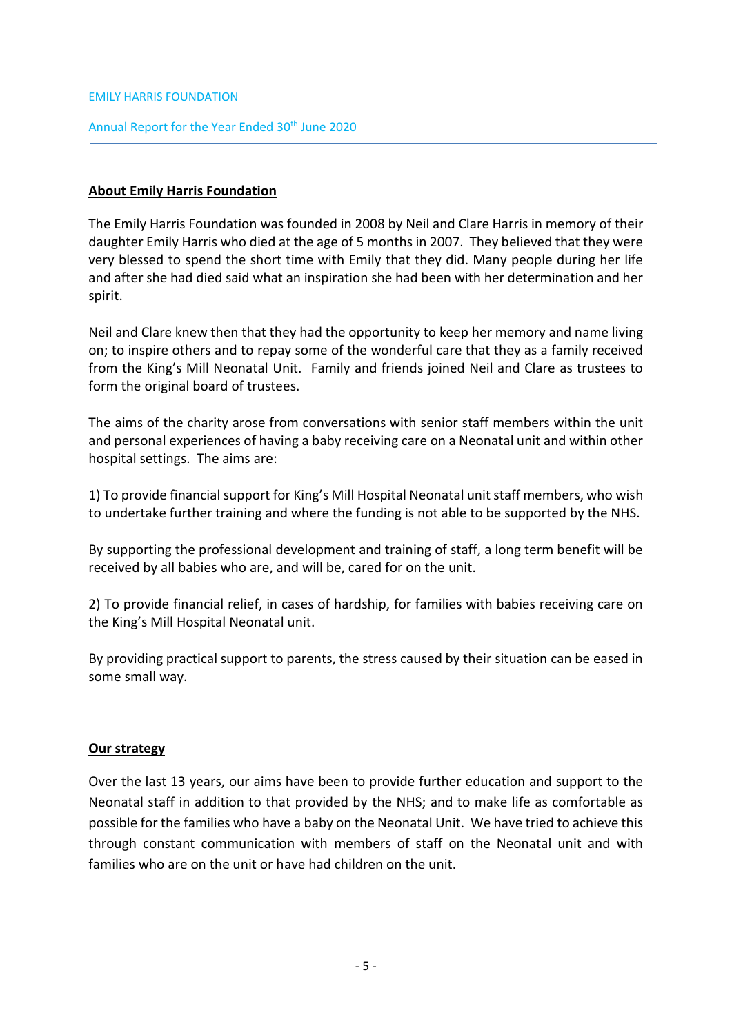## About Emily Harris Foundation

The Emily Harris Foundation was founded in 2008 by Neil and Clare Harris in memory of their daughter Emily Harris who died at the age of 5 months in 2007. They believed that they were very blessed to spend the short time with Emily that they did. Many people during her life and after she had died said what an inspiration she had been with her determination and her spirit.

Neil and Clare knew then that they had the opportunity to keep her memory and name living on; to inspire others and to repay some of the wonderful care that they as a family received from the King's Mill Neonatal Unit. Family and friends joined Neil and Clare as trustees to form the original board of trustees.

The aims of the charity arose from conversations with senior staff members within the unit and personal experiences of having a baby receiving care on a Neonatal unit and within other hospital settings. The aims are:

1) To provide financial support for King's Mill Hospital Neonatal unit staff members, who wish to undertake further training and where the funding is not able to be supported by the NHS.

By supporting the professional development and training of staff, a long term benefit will be received by all babies who are, and will be, cared for on the unit.

2) To provide financial relief, in cases of hardship, for families with babies receiving care on the King's Mill Hospital Neonatal unit.

By providing practical support to parents, the stress caused by their situation can be eased in some small way.

## Our strategy

Over the last 13 years, our aims have been to provide further education and support to the Neonatal staff in addition to that provided by the NHS; and to make life as comfortable as possible for the families who have a baby on the Neonatal Unit. We have tried to achieve this through constant communication with members of staff on the Neonatal unit and with families who are on the unit or have had children on the unit.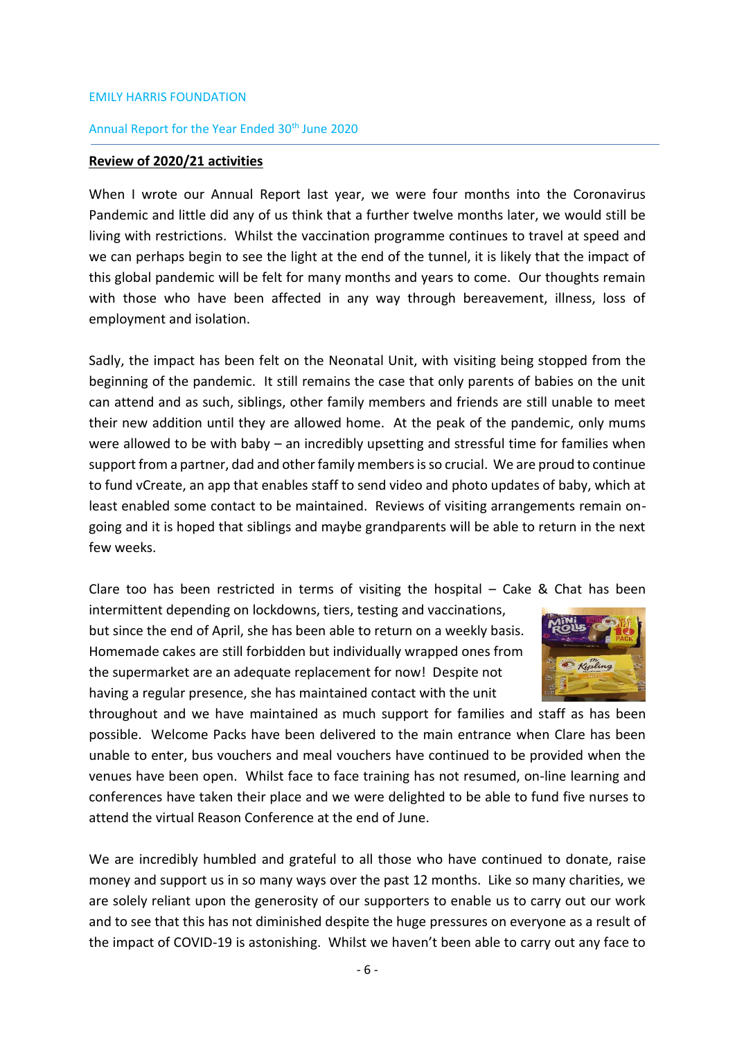EMILY HARRIS FOUNDATION

Annual Report for the Year Ended 30th June 2020

**Review of 2020/21 activities**

When I wrote our Annual Report last year, we were four months into the Coronavirus Pandemic and little did any of us think that a further twelve months later, we would still be living with restrictions. Whilst the vaccination programme continues to travel at speed and we can perhaps begin to see the light at the end of the tunnel, it is likely that the impact of this global pandemic will be felt for many months and years to come. Our thoughts remain with those who have been affected in any way through bereavement, illness, loss of employment and isolation.

Sadly, the impact has been felt on the Neonatal Unit, with visiting being stopped from the beginning of the pandemic. It still remains the case that only parents of babies on the unit can attend and as such, siblings, other family members and friends are still unable to meet their new addition until they are allowed home. At the peak of the pandemic, only mums were allowed to be with baby – an incredibly upsetting and stressful time for families when support from a partner, dad and other family members is so crucial. We are proud to continue to fund vCreate, an app that enables staff to send video and photo updates of baby, which at least enabled some contact to be maintained. Reviews of visiting arrangements remain on-going and it is hoped that siblings and maybe grandparents will be able to return in the next few weeks.

Clare too has been restricted in terms of visiting the hospital – Cake & Chat has been intermittent depending on lockdowns, tiers, testing and vaccinations, but since the end of April, she has been able to return on a weekly basis. Homemade cakes are still forbidden but individually wrapped ones from the supermarket are an adequate replacement for now! Despite not having a regular presence, she has maintained contact with the unit throughout and we have maintained as much support for families and staff as has been possible. Welcome Packs have been delivered to the main entrance when Clare has been unable to enter, bus vouchers and meal vouchers have continued to be provided when the venues have been open. Whilst face to face training has not resumed, on-line learning and conferences have taken their place and we were delighted to be able to fund five nurses to attend the virtual Reason Conference at the end of June.

We are incredibly humbled and grateful to all those who have continued to donate, raise money and support us in so many ways over the past 12 months. Like so many charities, we are solely reliant upon the generosity of our supporters to enable us to carry out our work and to see that this has not diminished despite the huge pressures on everyone as a result of the impact of COVID-19 is astonishing. Whilst we haven't been able to carry out any face to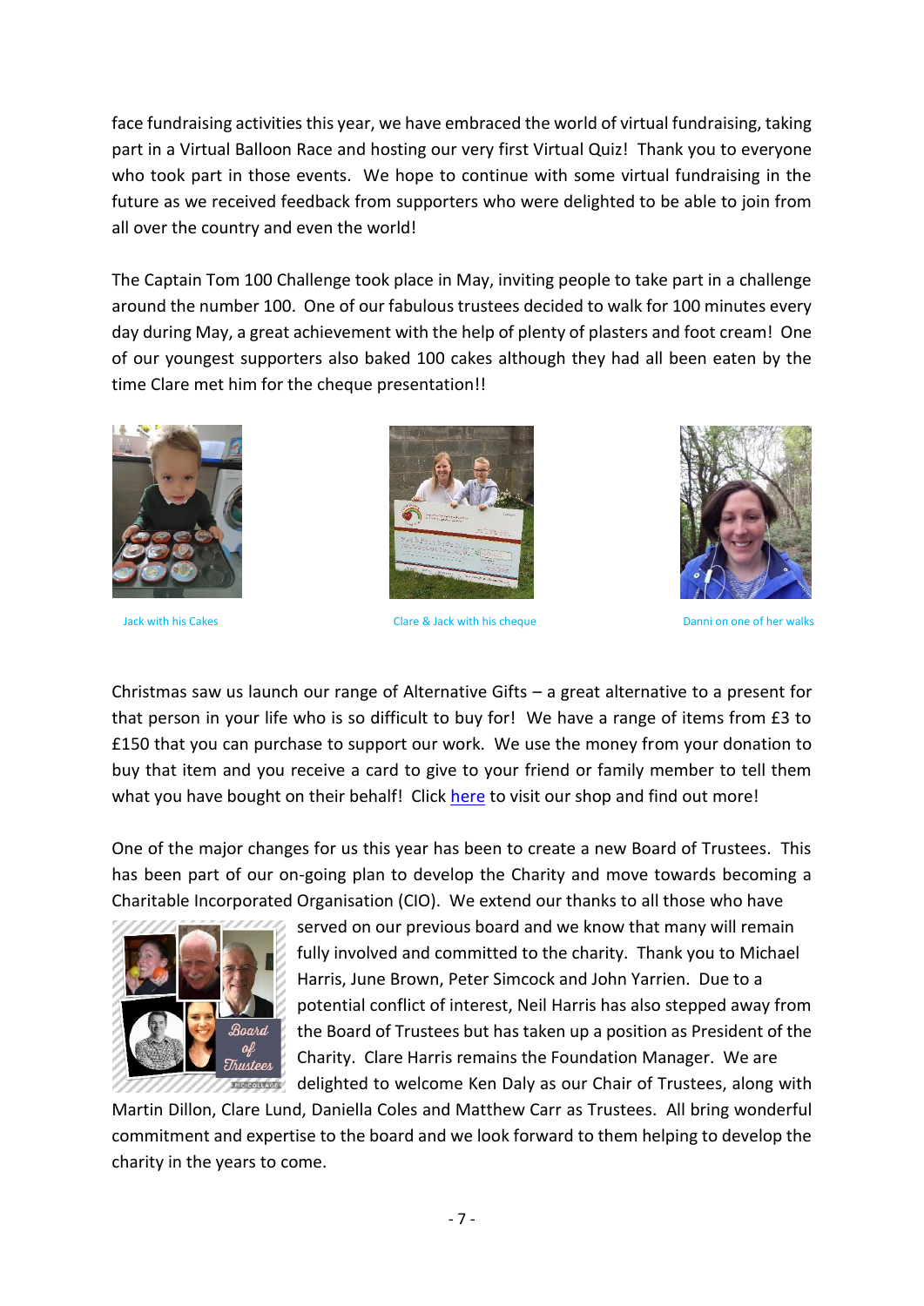face fundraising activities this year, we have embraced the world of virtual fundraising, taking part in a Virtual Balloon Race and hosting our very first Virtual Quiz! Thank you to everyone who took part in those events. We hope to continue with some virtual fundraising in the future as we received feedback from supporters who were delighted to be able to join from all over the country and even the world!

The Captain Tom 100 Challenge took place in May, inviting people to take part in a challenge around the number 100. One of our fabulous trustees decided to walk for 100 minutes every day during May, a great achievement with the help of plenty of plasters and foot cream! One of our youngest supporters also baked 100 cakes although they had all been eaten by the time Clare met him for the cheque presentation!!

Jack with his Cakes

Clare & Jack with his cheque

Danni on one of her walks

Christmas saw us launch our range of Alternative Gifts – a great alternative to a present for that person in your life who is so difficult to buy for! We have a range of items from £3 to £150 that you can purchase to support our work. We use the money from your donation to buy that item and you receive a card to give to your friend or family member to tell them what you have bought on their behalf! Click here to visit our shop and find out more!

One of the major changes for us this year has been to create a new Board of Trustees. This has been part of our on-going plan to develop the Charity and move towards becoming a Charitable Incorporated Organisation (CIO). We extend our thanks to all those who have served on our previous board and we know that many will remain fully involved and committed to the charity. Thank you to Michael Harris, June Brown, Peter Simcock and John Yarrien. Due to a potential conflict of interest, Neil Harris has also stepped away from the Board of Trustees but has taken up a position as President of the Charity. Clare Harris remains the Foundation Manager. We are delighted to welcome Ken Daly as our Chair of Trustees, along with Martin Dillon, Clare Lund, Daniella Coles and Matthew Carr as Trustees. All bring wonderful commitment and expertise to the board and we look forward to them helping to develop the charity in the years to come.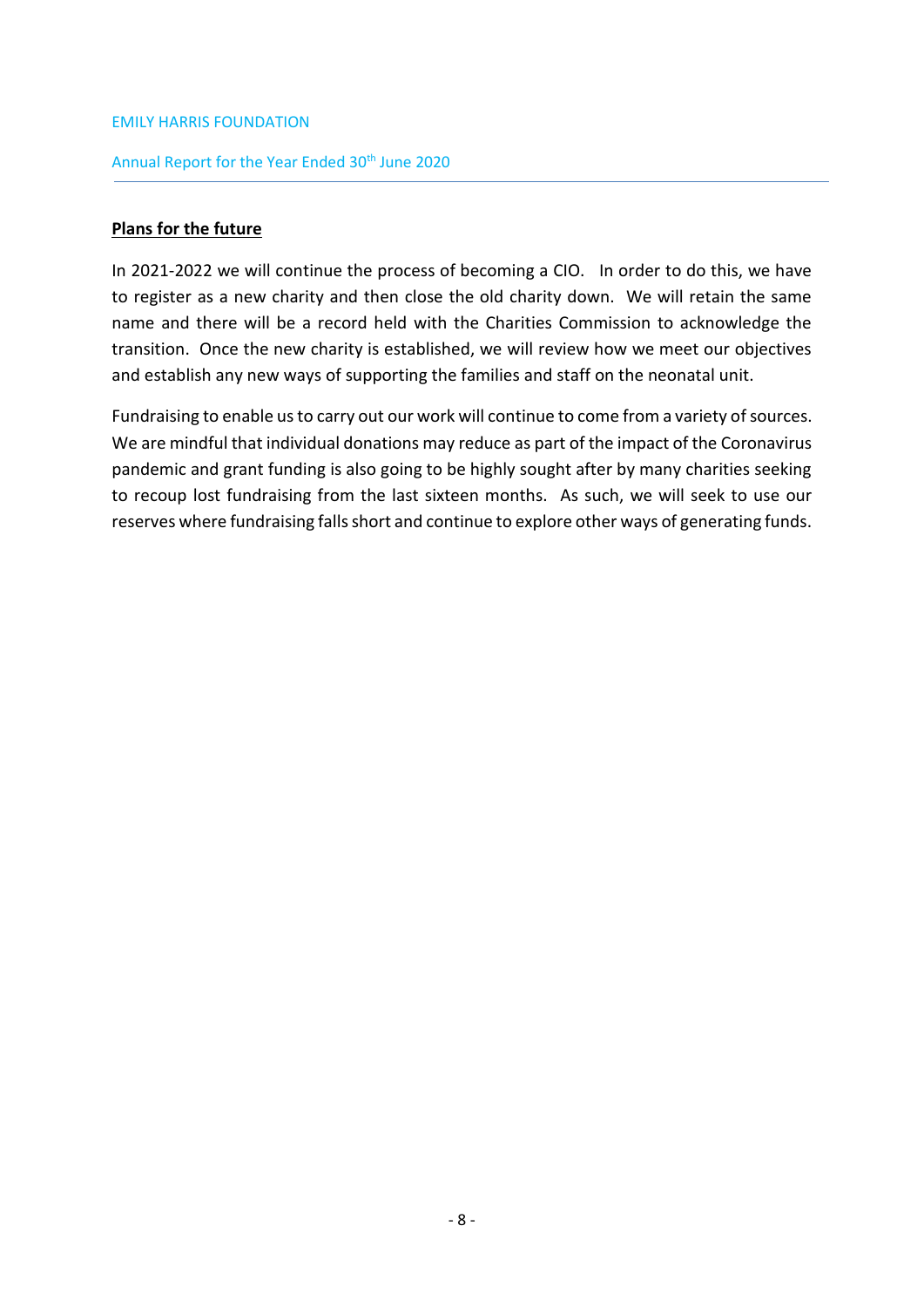## Plans for the future

In 2021-2022 we will continue the process of becoming a CIO. In order to do this, we have to register as a new charity and then close the old charity down. We will retain the same name and there will be a record held with the Charities Commission to acknowledge the transition. Once the new charity is established, we will review how we meet our objectives and establish any new ways of supporting the families and staff on the neonatal unit.

Fundraising to enable us to carry out our work will continue to come from a variety of sources. We are mindful that individual donations may reduce as part of the impact of the Coronavirus pandemic and grant funding is also going to be highly sought after by many charities seeking to recoup lost fundraising from the last sixteen months. As such, we will seek to use our reserves where fundraising falls short and continue to explore other ways of generating funds.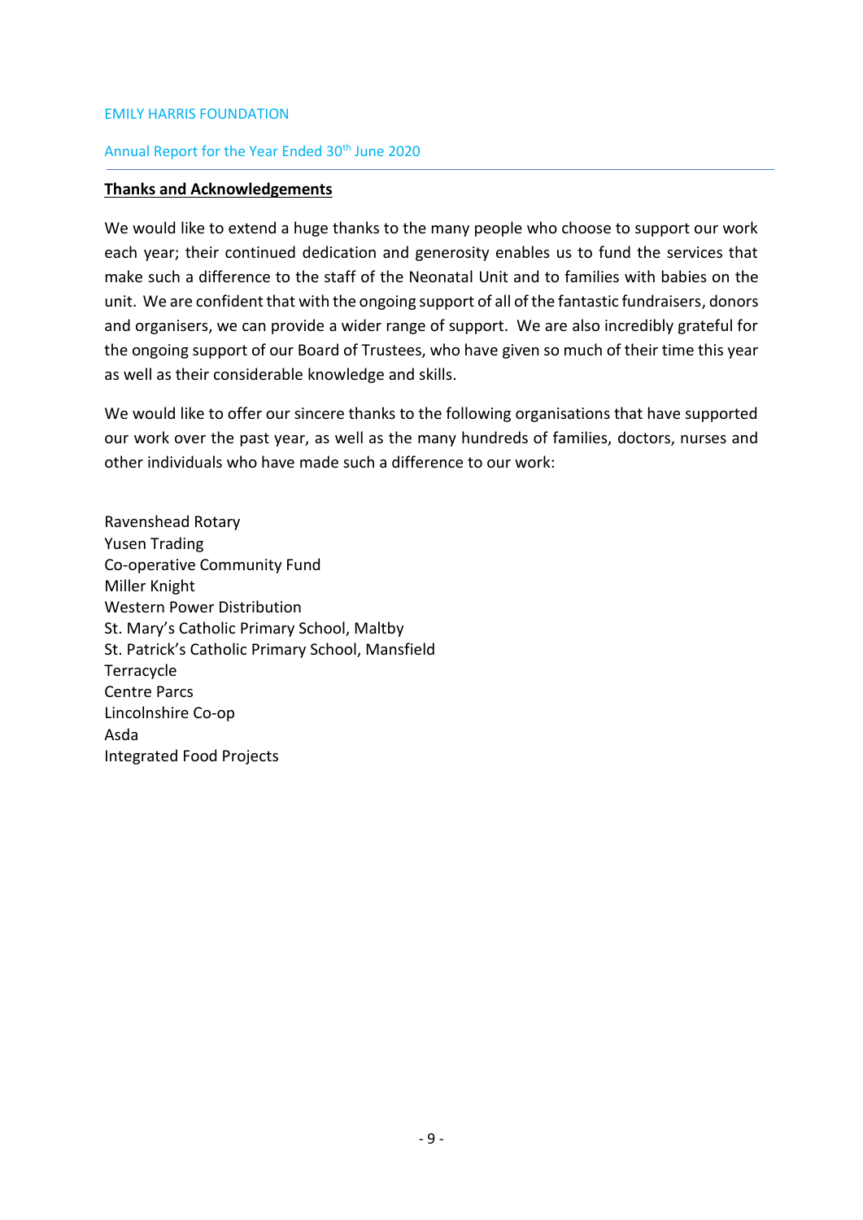## Thanks and Acknowledgements

We would like to extend a huge thanks to the many people who choose to support our work each year; their continued dedication and generosity enables us to fund the services that make such a difference to the staff of the Neonatal Unit and to families with babies on the unit. We are confident that with the ongoing support of all of the fantastic fundraisers, donors and organisers, we can provide a wider range of support. We are also incredibly grateful for the ongoing support of our Board of Trustees, who have given so much of their time this year as well as their considerable knowledge and skills.

We would like to offer our sincere thanks to the following organisations that have supported our work over the past year, as well as the many hundreds of families, doctors, nurses and other individuals who have made such a difference to our work:

Ravenshead Rotary
Yusen Trading
Co-operative Community Fund
Miller Knight
Western Power Distribution
St. Mary's Catholic Primary School, Maltby
St. Patrick's Catholic Primary School, Mansfield
Terracycle
Centre Parcs
Lincolnshire Co-op
Asda
Integrated Food Projects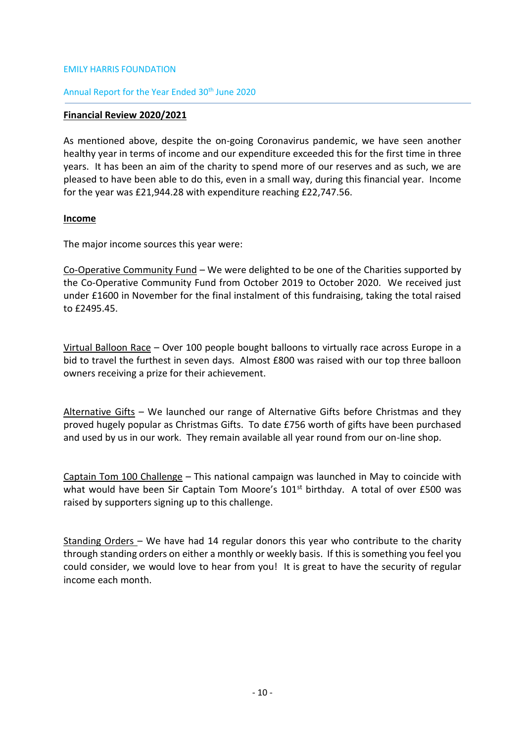EMILY HARRIS FOUNDATION

Annual Report for the Year Ended 30th June 2020

## Financial Review 2020/2021

As mentioned above, despite the on-going Coronavirus pandemic, we have seen another healthy year in terms of income and our expenditure exceeded this for the first time in three years. It has been an aim of the charity to spend more of our reserves and as such, we are pleased to have been able to do this, even in a small way, during this financial year. Income for the year was £21,944.28 with expenditure reaching £22,747.56.

### Income

The major income sources this year were:

Co-Operative Community Fund – We were delighted to be one of the Charities supported by the Co-Operative Community Fund from October 2019 to October 2020. We received just under £1600 in November for the final instalment of this fundraising, taking the total raised to £2495.45.

Virtual Balloon Race – Over 100 people bought balloons to virtually race across Europe in a bid to travel the furthest in seven days. Almost £800 was raised with our top three balloon owners receiving a prize for their achievement.

Alternative Gifts – We launched our range of Alternative Gifts before Christmas and they proved hugely popular as Christmas Gifts. To date £756 worth of gifts have been purchased and used by us in our work. They remain available all year round from our on-line shop.

Captain Tom 100 Challenge – This national campaign was launched in May to coincide with what would have been Sir Captain Tom Moore's 101st birthday. A total of over £500 was raised by supporters signing up to this challenge.

Standing Orders – We have had 14 regular donors this year who contribute to the charity through standing orders on either a monthly or weekly basis. If this is something you feel you could consider, we would love to hear from you! It is great to have the security of regular income each month.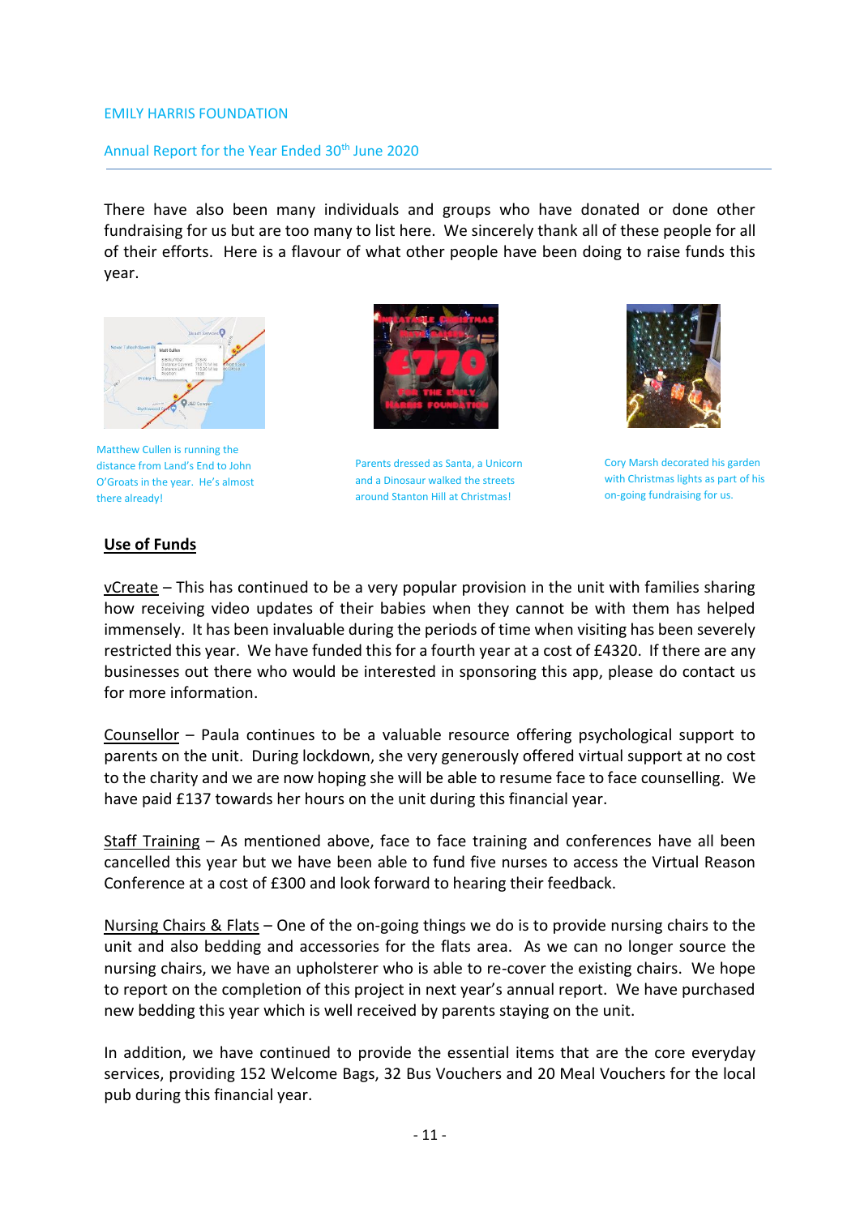There have also been many individuals and groups who have donated or done other fundraising for us but are too many to list here. We sincerely thank all of these people for all of their efforts. Here is a flavour of what other people have been doing to raise funds this year.

Matthew Cullen is running the distance from Land's End to John O'Groats in the year. He's almost there already!

Parents dressed as Santa, a Unicorn and a Dinosaur walked the streets around Stanton Hill at Christmas!

Cory Marsh decorated his garden with Christmas lights as part of his on-going fundraising for us.

## Use of Funds

vCreate – This has continued to be a very popular provision in the unit with families sharing how receiving video updates of their babies when they cannot be with them has helped immensely. It has been invaluable during the periods of time when visiting has been severely restricted this year. We have funded this for a fourth year at a cost of £4320. If there are any businesses out there who would be interested in sponsoring this app, please do contact us for more information.

Counsellor – Paula continues to be a valuable resource offering psychological support to parents on the unit. During lockdown, she very generously offered virtual support at no cost to the charity and we are now hoping she will be able to resume face to face counselling. We have paid £137 towards her hours on the unit during this financial year.

Staff Training – As mentioned above, face to face training and conferences have all been cancelled this year but we have been able to fund five nurses to access the Virtual Reason Conference at a cost of £300 and look forward to hearing their feedback.

Nursing Chairs & Flats – One of the on-going things we do is to provide nursing chairs to the unit and also bedding and accessories for the flats area. As we can no longer source the nursing chairs, we have an upholsterer who is able to re-cover the existing chairs. We hope to report on the completion of this project in next year's annual report. We have purchased new bedding this year which is well received by parents staying on the unit.

In addition, we have continued to provide the essential items that are the core everyday services, providing 152 Welcome Bags, 32 Bus Vouchers and 20 Meal Vouchers for the local pub during this financial year.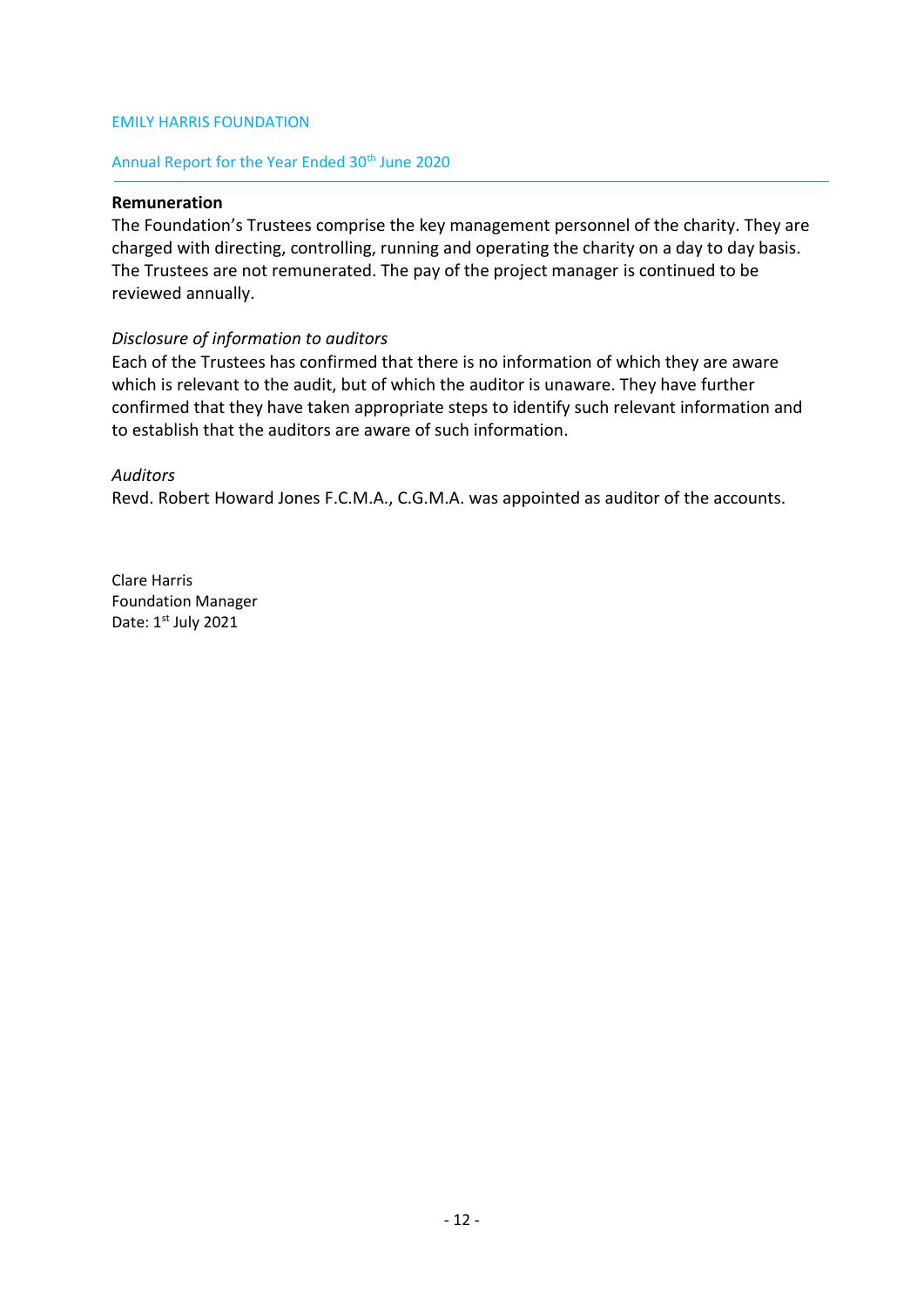## Remuneration

The Foundation's Trustees comprise the key management personnel of the charity. They are charged with directing, controlling, running and operating the charity on a day to day basis. The Trustees are not remunerated. The pay of the project manager is continued to be reviewed annually.

*Disclosure of information to auditors*

Each of the Trustees has confirmed that there is no information of which they are aware which is relevant to the audit, but of which the auditor is unaware. They have further confirmed that they have taken appropriate steps to identify such relevant information and to establish that the auditors are aware of such information.

*Auditors*

Revd. Robert Howard Jones F.C.M.A., C.G.M.A. was appointed as auditor of the accounts.

Clare Harris
Foundation Manager
Date: 1st July 2021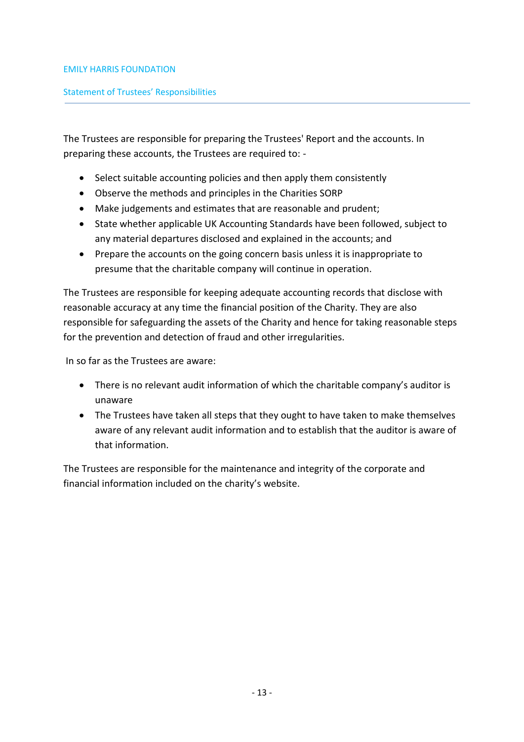EMILY HARRIS FOUNDATION

## Statement of Trustees' Responsibilities

The Trustees are responsible for preparing the Trustees' Report and the accounts. In preparing these accounts, the Trustees are required to: -

- Select suitable accounting policies and then apply them consistently
- Observe the methods and principles in the Charities SORP
- Make judgements and estimates that are reasonable and prudent;
- State whether applicable UK Accounting Standards have been followed, subject to any material departures disclosed and explained in the accounts; and
- Prepare the accounts on the going concern basis unless it is inappropriate to presume that the charitable company will continue in operation.

The Trustees are responsible for keeping adequate accounting records that disclose with reasonable accuracy at any time the financial position of the Charity. They are also responsible for safeguarding the assets of the Charity and hence for taking reasonable steps for the prevention and detection of fraud and other irregularities.

In so far as the Trustees are aware:

- There is no relevant audit information of which the charitable company's auditor is unaware
- The Trustees have taken all steps that they ought to have taken to make themselves aware of any relevant audit information and to establish that the auditor is aware of that information.

The Trustees are responsible for the maintenance and integrity of the corporate and financial information included on the charity's website.